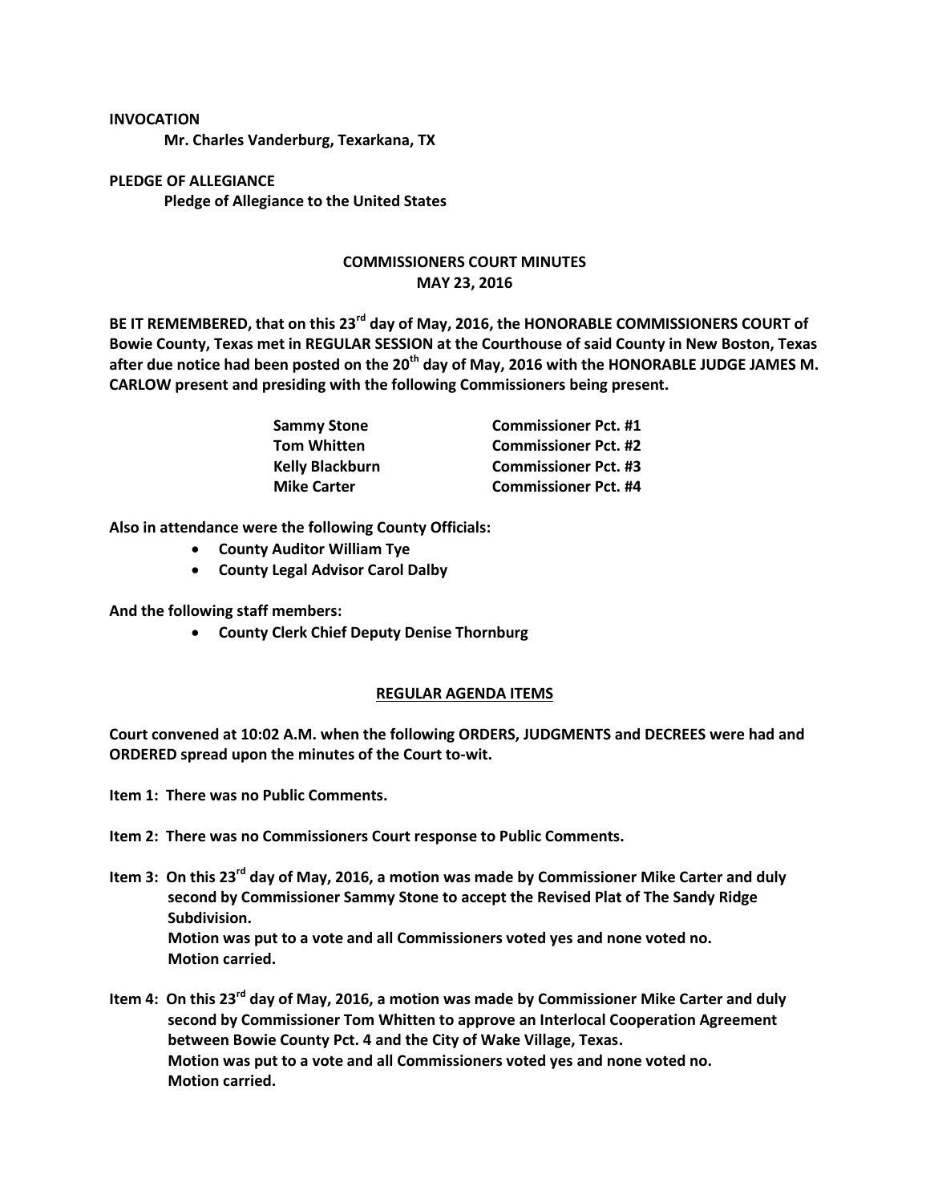**INVOCATION**

**Mr. Charles Vanderburg, Texarkana, TX**

**PLEDGE OF ALLEGIANCE**

**Pledge of Allegiance to the United States**

## COMMISSIONERS COURT MINUTES
## MAY 23, 2016

**BE IT REMEMBERED, that on this 23rd day of May, 2016, the HONORABLE COMMISSIONERS COURT of Bowie County, Texas met in REGULAR SESSION at the Courthouse of said County in New Boston, Texas after due notice had been posted on the 20th day of May, 2016 with the HONORABLE JUDGE JAMES M. CARLOW present and presiding with the following Commissioners being present.**

| | |
|---|---|
| **Sammy Stone** | **Commissioner Pct. #1** |
| **Tom Whitten** | **Commissioner Pct. #2** |
| **Kelly Blackburn** | **Commissioner Pct. #3** |
| **Mike Carter** | **Commissioner Pct. #4** |

**Also in attendance were the following County Officials:**

- **County Auditor William Tye**
- **County Legal Advisor Carol Dalby**

**And the following staff members:**

- **County Clerk Chief Deputy Denise Thornburg**

## REGULAR AGENDA ITEMS

**Court convened at 10:02 A.M. when the following ORDERS, JUDGMENTS and DECREES were had and ORDERED spread upon the minutes of the Court to-wit.**

**Item 1: There was no Public Comments.**

**Item 2: There was no Commissioners Court response to Public Comments.**

**Item 3: On this 23rd day of May, 2016, a motion was made by Commissioner Mike Carter and duly second by Commissioner Sammy Stone to accept the Revised Plat of The Sandy Ridge Subdivision.**
**Motion was put to a vote and all Commissioners voted yes and none voted no.**
**Motion carried.**

**Item 4: On this 23rd day of May, 2016, a motion was made by Commissioner Mike Carter and duly second by Commissioner Tom Whitten to approve an Interlocal Cooperation Agreement between Bowie County Pct. 4 and the City of Wake Village, Texas.**
**Motion was put to a vote and all Commissioners voted yes and none voted no.**
**Motion carried.**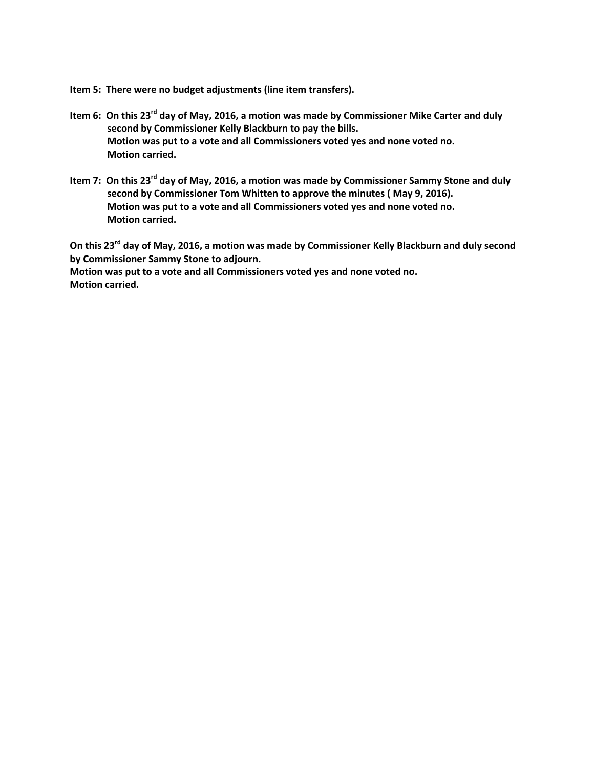**Item 5: There were no budget adjustments (line item transfers).**

**Item 6: On this 23rd day of May, 2016, a motion was made by Commissioner Mike Carter and duly second by Commissioner Kelly Blackburn to pay the bills.**
**Motion was put to a vote and all Commissioners voted yes and none voted no.**
**Motion carried.**

**Item 7: On this 23rd day of May, 2016, a motion was made by Commissioner Sammy Stone and duly second by Commissioner Tom Whitten to approve the minutes ( May 9, 2016).**
**Motion was put to a vote and all Commissioners voted yes and none voted no.**
**Motion carried.**

**On this 23rd day of May, 2016, a motion was made by Commissioner Kelly Blackburn and duly second by Commissioner Sammy Stone to adjourn.**
**Motion was put to a vote and all Commissioners voted yes and none voted no.**
**Motion carried.**